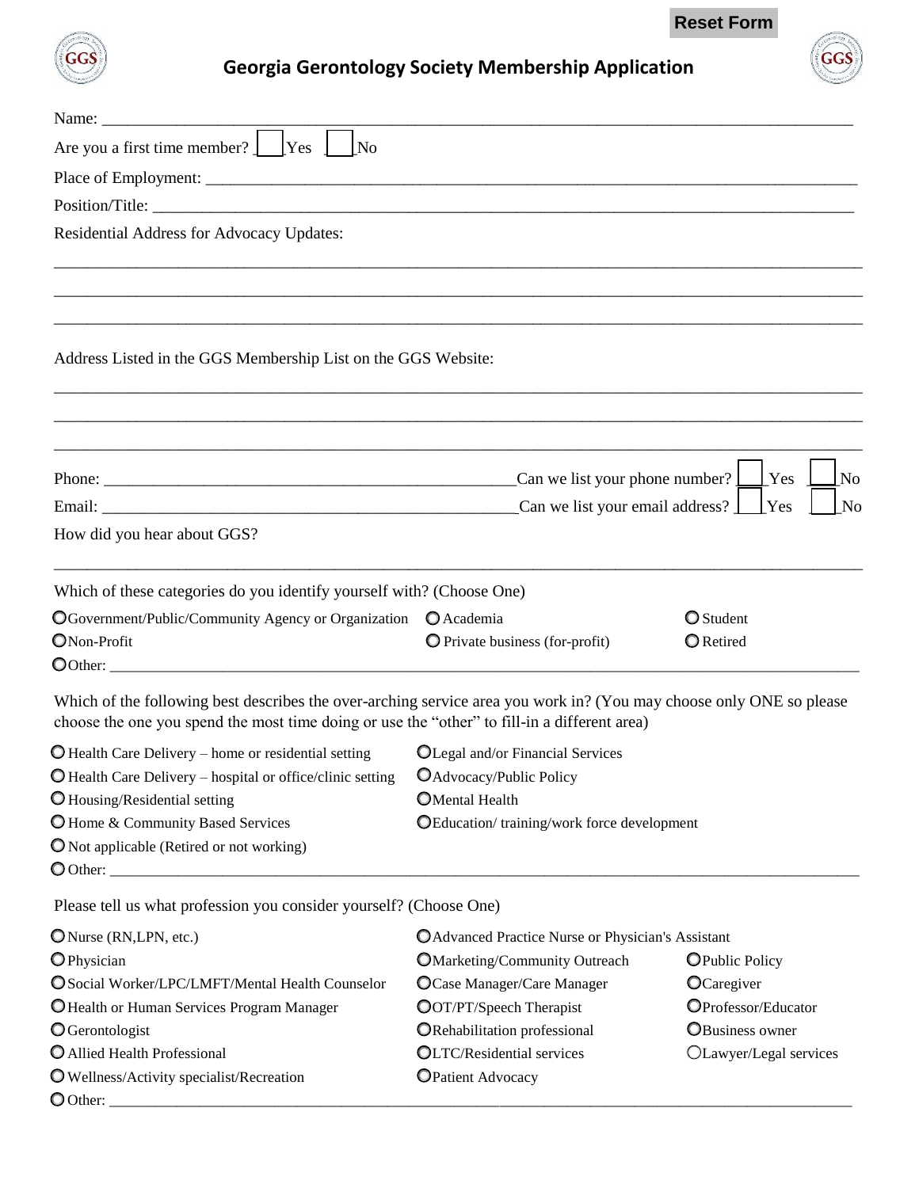# Georgia Gerontology Society Membership Application

Name: ______________________________________________

Are you a first time member? ☐ Yes ☐ No

Place of Employment: ______________________________________________

Position/Title: ______________________________________________

Residential Address for Advocacy Updates:

______________________________________________

______________________________________________

______________________________________________

Address Listed in the GGS Membership List on the GGS Website:

______________________________________________

______________________________________________

______________________________________________

Phone: ______________________________ Can we list your phone number? ☐ Yes ☐ No

Email: ______________________________ Can we list your email address? ☐ Yes ☐ No

How did you hear about GGS?

______________________________________________

Which of these categories do you identify yourself with? (Choose One)

- ○ Government/Public/Community Agency or Organization
- ○ Academia
- ○ Student
- ○ Non-Profit
- ○ Private business (for-profit)
- ○ Retired
- ○ Other: ______________________________________________

Which of the following best describes the over-arching service area you work in? (You may choose only ONE so please choose the one you spend the most time doing or use the "other" to fill-in a different area)

- ○ Health Care Delivery – home or residential setting
- ○ Health Care Delivery – hospital or office/clinic setting
- ○ Housing/Residential setting
- ○ Home & Community Based Services
- ○ Not applicable (Retired or not working)
- ○ Legal and/or Financial Services
- ○ Advocacy/Public Policy
- ○ Mental Health
- ○ Education/ training/work force development
- ○ Other: ______________________________________________

Please tell us what profession you consider yourself? (Choose One)

- ○ Nurse (RN,LPN, etc.)
- ○ Physician
- ○ Social Worker/LPC/LMFT/Mental Health Counselor
- ○ Health or Human Services Program Manager
- ○ Gerontologist
- ○ Allied Health Professional
- ○ Wellness/Activity specialist/Recreation
- ○ Advanced Practice Nurse or Physician's Assistant
- ○ Marketing/Community Outreach
- ○ Case Manager/Care Manager
- ○ OT/PT/Speech Therapist
- ○ Rehabilitation professional
- ○ LTC/Residential services
- ○ Patient Advocacy
- ○ Public Policy
- ○ Caregiver
- ○ Professor/Educator
- ○ Business owner
- ○ Lawyer/Legal services
- ○ Other: ______________________________________________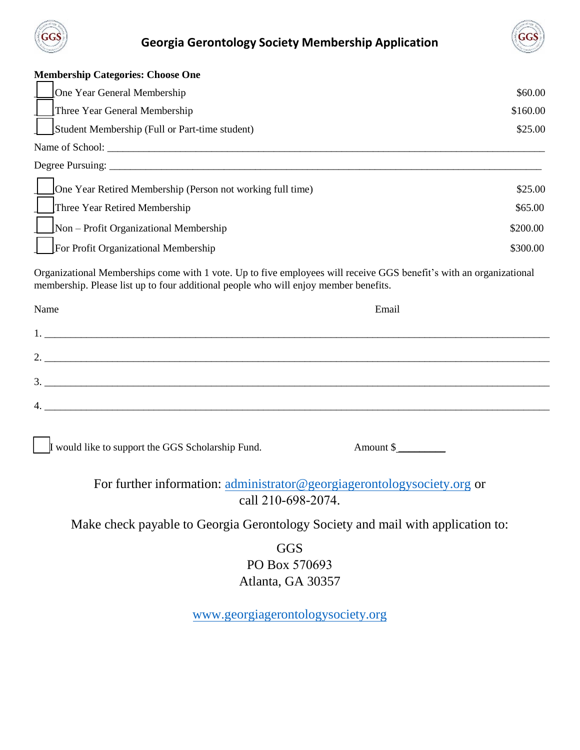# Georgia Gerontology Society Membership Application

**Membership Categories: Choose One**

| | |
|---|---|
| ☐ One Year General Membership | $60.00 |
| ☐ Three Year General Membership | $160.00 |
| ☐ Student Membership (Full or Part-time student) | $25.00 |

Name of School: ______________________________________________

Degree Pursuing: ______________________________________________

| | |
|---|---|
| ☐ One Year Retired Membership (Person not working full time) | $25.00 |
| ☐ Three Year Retired Membership | $65.00 |
| ☐ Non – Profit Organizational Membership | $200.00 |
| ☐ For Profit Organizational Membership | $300.00 |

Organizational Memberships come with 1 vote. Up to five employees will receive GGS benefit's with an organizational membership. Please list up to four additional people who will enjoy member benefits.

Name &nbsp;&nbsp;&nbsp;&nbsp;&nbsp;&nbsp;&nbsp;&nbsp;&nbsp;&nbsp;&nbsp;&nbsp;&nbsp;&nbsp;&nbsp;&nbsp;&nbsp;&nbsp;&nbsp;&nbsp;&nbsp;&nbsp;&nbsp;&nbsp;&nbsp;&nbsp; Email

1. ______________________________________________

2. ______________________________________________

3. ______________________________________________

4. ______________________________________________

☐ I would like to support the GGS Scholarship Fund. &nbsp;&nbsp;&nbsp;&nbsp;&nbsp;&nbsp;&nbsp;&nbsp; Amount $_________

For further information: administrator@georgiagerontologysociety.org or call 210-698-2074.

Make check payable to Georgia Gerontology Society and mail with application to:

GGS
PO Box 570693
Atlanta, GA 30357

www.georgiagerontologysociety.org